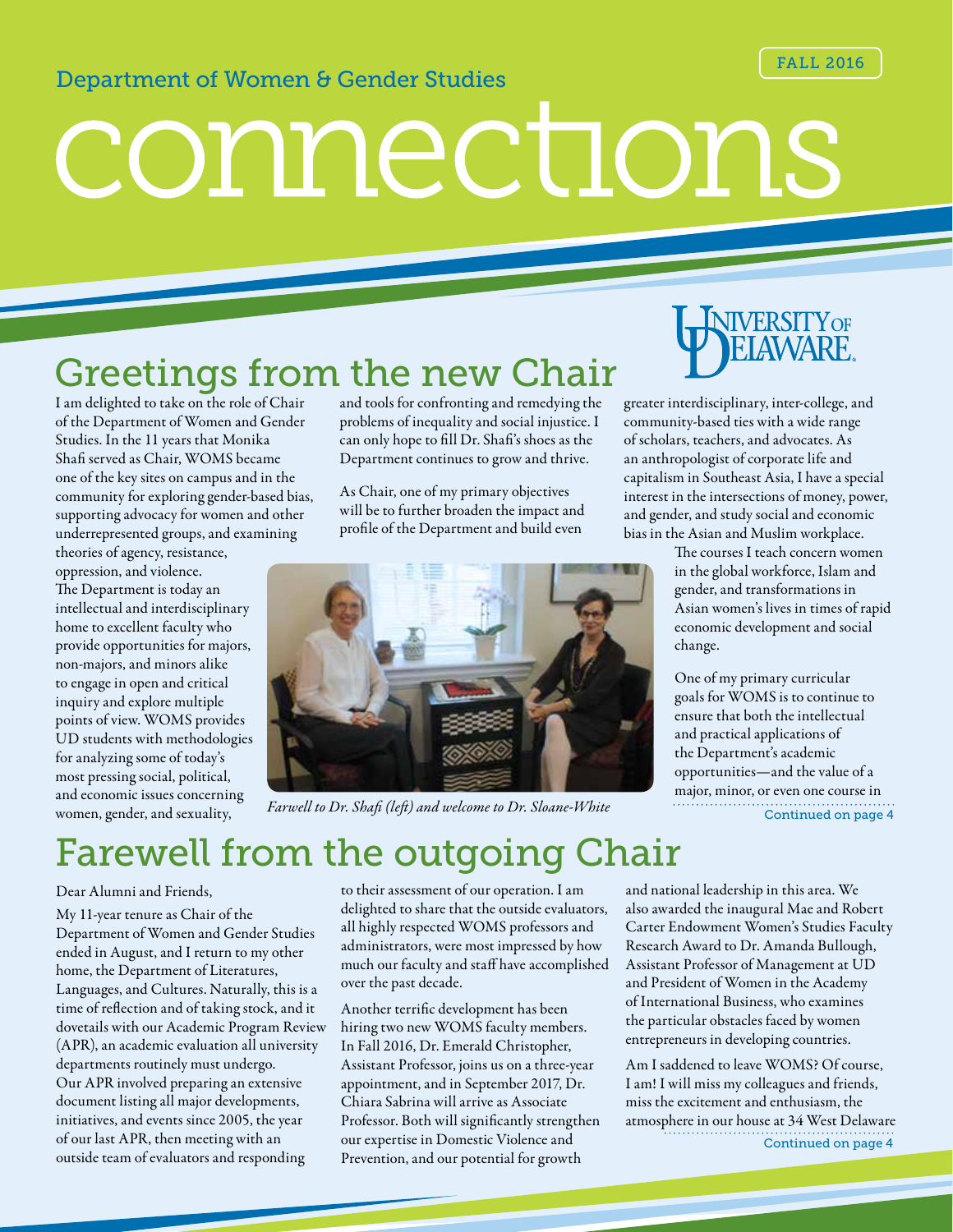FALL 2016

Department of Women & Gender Studies

# connections

## Greetings from the new Chair

I am delighted to take on the role of Chair of the Department of Women and Gender Studies. In the 11 years that Monika Shafi served as Chair, WOMS became one of the key sites on campus and in the community for exploring gender-based bias, supporting advocacy for women and other underrepresented groups, and examining theories of agency, resistance, oppression, and violence. The Department is today an intellectual and interdisciplinary home to excellent faculty who provide opportunities for majors, non-majors, and minors alike to engage in open and critical inquiry and explore multiple points of view. WOMS provides UD students with methodologies for analyzing some of today's most pressing social, political, and economic issues concerning women, gender, and sexuality, and tools for confronting and remedying the problems of inequality and social injustice. I can only hope to fill Dr. Shafi's shoes as the Department continues to grow and thrive.

As Chair, one of my primary objectives will be to further broaden the impact and profile of the Department and build even greater interdisciplinary, inter-college, and community-based ties with a wide range of scholars, teachers, and advocates. As an anthropologist of corporate life and capitalism in Southeast Asia, I have a special interest in the intersections of money, power, and gender, and study social and economic bias in the Asian and Muslim workplace.

*Farwell to Dr. Shafi (left) and welcome to Dr. Sloane-White*

The courses I teach concern women in the global workforce, Islam and gender, and transformations in Asian women's lives in times of rapid economic development and social change.

One of my primary curricular goals for WOMS is to continue to ensure that both the intellectual and practical applications of the Department's academic opportunities—and the value of a major, minor, or even one course in

Continued on page 4

## Farewell from the outgoing Chair

Dear Alumni and Friends,

My 11-year tenure as Chair of the Department of Women and Gender Studies ended in August, and I return to my other home, the Department of Literatures, Languages, and Cultures. Naturally, this is a time of reflection and of taking stock, and it dovetails with our Academic Program Review (APR), an academic evaluation all university departments routinely must undergo. Our APR involved preparing an extensive document listing all major developments, initiatives, and events since 2005, the year of our last APR, then meeting with an outside team of evaluators and responding to their assessment of our operation. I am delighted to share that the outside evaluators, all highly respected WOMS professors and administrators, were most impressed by how much our faculty and staff have accomplished over the past decade.

Another terrific development has been hiring two new WOMS faculty members. In Fall 2016, Dr. Emerald Christopher, Assistant Professor, joins us on a three-year appointment, and in September 2017, Dr. Chiara Sabrina will arrive as Associate Professor. Both will significantly strengthen our expertise in Domestic Violence and Prevention, and our potential for growth and national leadership in this area. We also awarded the inaugural Mae and Robert Carter Endowment Women's Studies Faculty Research Award to Dr. Amanda Bullough, Assistant Professor of Management at UD and President of Women in the Academy of International Business, who examines the particular obstacles faced by women entrepreneurs in developing countries.

Am I saddened to leave WOMS? Of course, I am! I will miss my colleagues and friends, miss the excitement and enthusiasm, the atmosphere in our house at 34 West Delaware

Continued on page 4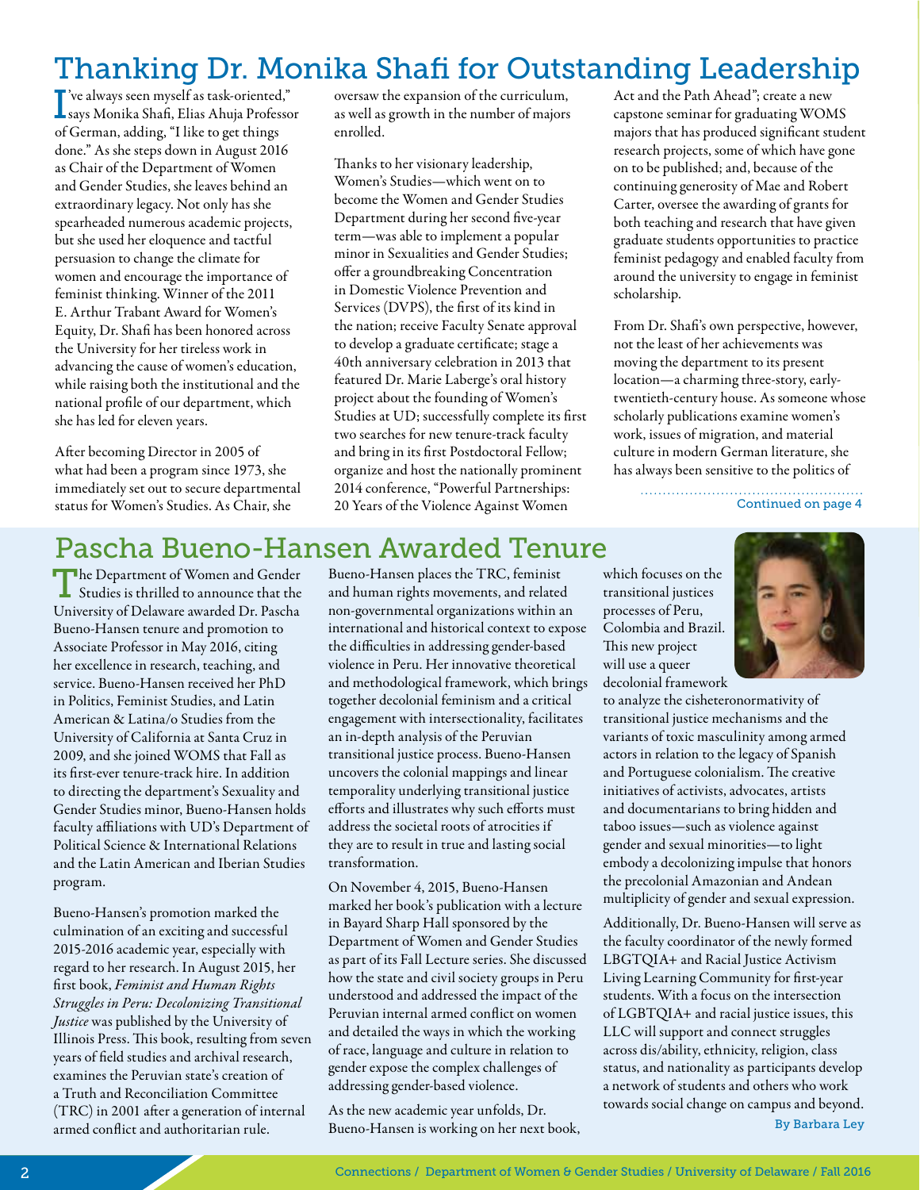# Thanking Dr. Monika Shafi for Outstanding Leadership

"I've always seen myself as task-oriented," says Monika Shafi, Elias Ahuja Professor of German, adding, "I like to get things done." As she steps down in August 2016 as Chair of the Department of Women and Gender Studies, she leaves behind an extraordinary legacy. Not only has she spearheaded numerous academic projects, but she used her eloquence and tactful persuasion to change the climate for women and encourage the importance of feminist thinking. Winner of the 2011 E. Arthur Trabant Award for Women's Equity, Dr. Shafi has been honored across the University for her tireless work in advancing the cause of women's education, while raising both the institutional and the national profile of our department, which she has led for eleven years.

After becoming Director in 2005 of what had been a program since 1973, she immediately set out to secure departmental status for Women's Studies. As Chair, she oversaw the expansion of the curriculum, as well as growth in the number of majors enrolled.

Thanks to her visionary leadership, Women's Studies—which went on to become the Women and Gender Studies Department during her second five-year term—was able to implement a popular minor in Sexualities and Gender Studies; offer a groundbreaking Concentration in Domestic Violence Prevention and Services (DVPS), the first of its kind in the nation; receive Faculty Senate approval to develop a graduate certificate; stage a 40th anniversary celebration in 2013 that featured Dr. Marie Laberge's oral history project about the founding of Women's Studies at UD; successfully complete its first two searches for new tenure-track faculty and bring in its first Postdoctoral Fellow; organize and host the nationally prominent 2014 conference, "Powerful Partnerships: 20 Years of the Violence Against Women Act and the Path Ahead"; create a new capstone seminar for graduating WOMS majors that has produced significant student research projects, some of which have gone on to be published; and, because of the continuing generosity of Mae and Robert Carter, oversee the awarding of grants for both teaching and research that have given graduate students opportunities to practice feminist pedagogy and enabled faculty from around the university to engage in feminist scholarship.

From Dr. Shafi's own perspective, however, not the least of her achievements was moving the department to its present location—a charming three-story, early-twentieth-century house. As someone whose scholarly publications examine women's work, issues of migration, and material culture in modern German literature, she has always been sensitive to the politics of

Continued on page 4

# Pascha Bueno-Hansen Awarded Tenure

The Department of Women and Gender Studies is thrilled to announce that the University of Delaware awarded Dr. Pascha Bueno-Hansen tenure and promotion to Associate Professor in May 2016, citing her excellence in research, teaching, and service. Bueno-Hansen received her PhD in Politics, Feminist Studies, and Latin American & Latina/o Studies from the University of California at Santa Cruz in 2009, and she joined WOMS that Fall as its first-ever tenure-track hire. In addition to directing the department's Sexuality and Gender Studies minor, Bueno-Hansen holds faculty affiliations with UD's Department of Political Science & International Relations and the Latin American and Iberian Studies program.

Bueno-Hansen's promotion marked the culmination of an exciting and successful 2015-2016 academic year, especially with regard to her research. In August 2015, her first book, *Feminist and Human Rights Struggles in Peru: Decolonizing Transitional Justice* was published by the University of Illinois Press. This book, resulting from seven years of field studies and archival research, examines the Peruvian state's creation of a Truth and Reconciliation Committee (TRC) in 2001 after a generation of internal armed conflict and authoritarian rule. Bueno-Hansen places the TRC, feminist and human rights movements, and related non-governmental organizations within an international and historical context to expose the difficulties in addressing gender-based violence in Peru. Her innovative theoretical and methodological framework, which brings together decolonial feminism and a critical engagement with intersectionality, facilitates an in-depth analysis of the Peruvian transitional justice process. Bueno-Hansen uncovers the colonial mappings and linear temporality underlying transitional justice efforts and illustrates why such efforts must address the societal roots of atrocities if they are to result in true and lasting social transformation.

On November 4, 2015, Bueno-Hansen marked her book's publication with a lecture in Bayard Sharp Hall sponsored by the Department of Women and Gender Studies as part of its Fall Lecture series. She discussed how the state and civil society groups in Peru understood and addressed the impact of the Peruvian internal armed conflict on women and detailed the ways in which the working of race, language and culture in relation to gender expose the complex challenges of addressing gender-based violence.

As the new academic year unfolds, Dr. Bueno-Hansen is working on her next book, which focuses on the transitional justices processes of Peru, Colombia and Brazil. This new project will use a queer decolonial framework to analyze the cisheteronormativity of transitional justice mechanisms and the variants of toxic masculinity among armed actors in relation to the legacy of Spanish and Portuguese colonialism. The creative initiatives of activists, advocates, artists and documentarians to bring hidden and taboo issues—such as violence against gender and sexual minorities—to light embody a decolonizing impulse that honors the precolonial Amazonian and Andean multiplicity of gender and sexual expression.

Additionally, Dr. Bueno-Hansen will serve as the faculty coordinator of the newly formed LBGTQIA+ and Racial Justice Activism Living Learning Community for first-year students. With a focus on the intersection of LGBTQIA+ and racial justice issues, this LLC will support and connect struggles across dis/ability, ethnicity, religion, class status, and nationality as participants develop a network of students and others who work towards social change on campus and beyond.

By Barbara Ley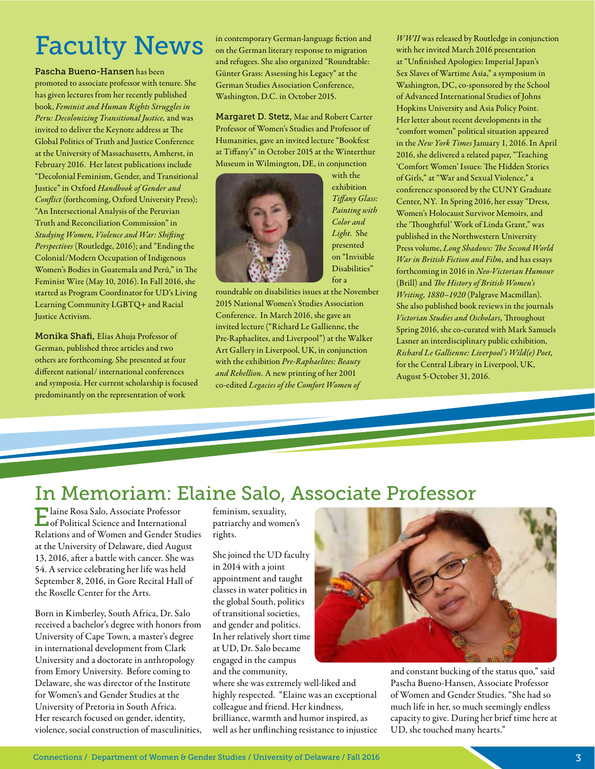# Faculty News

**Pascha Bueno-Hansen** has been promoted to associate professor with tenure. She has given lectures from her recently published book, *Feminist and Human Rights Struggles in Peru: Decolonizing Transitional Justice,* and was invited to deliver the Keynote address at The Global Politics of Truth and Justice Conference at the University of Massachusetts, Amherst, in February 2016. Her latest publications include "Decolonial Feminism, Gender, and Transitional Justice" in Oxford *Handbook of Gender and Conflict* (forthcoming, Oxford University Press); "An Intersectional Analysis of the Peruvian Truth and Reconciliation Commission" in *Studying Women, Violence and War: Shifting Perspectives* (Routledge, 2016); and "Ending the Colonial/Modern Occupation of Indigenous Women's Bodies in Guatemala and Perú," in The Feminist Wire (May 10, 2016). In Fall 2016, she started as Program Coordinator for UD's Living Learning Community LGBTQ+ and Racial Justice Activism.

**Monika Shafi,** Elias Ahuja Professor of German, published three articles and two others are forthcoming. She presented at four different national/ international conferences and symposia. Her current scholarship is focused predominantly on the representation of work in contemporary German-language fiction and on the German literary response to migration and refugees. She also organized "Roundtable: Günter Grass: Assessing his Legacy" at the German Studies Association Conference, Washington, D.C. in October 2015.

**Margaret D. Stetz,** Mae and Robert Carter Professor of Women's Studies and Professor of Humanities, gave an invited lecture "Bookfest at Tiffany's" in October 2015 at the Winterthur Museum in Wilmington, DE, in conjunction with the exhibition *Tiffany Glass: Painting with Color and Light.* She presented on "Invisible Disabilities" for a roundtable on disabilities issues at the November 2015 National Women's Studies Association Conference. In March 2016, she gave an invited lecture ("Richard Le Gallienne, the Pre-Raphaelites, and Liverpool") at the Walker Art Gallery in Liverpool, UK, in conjunction with the exhibition *Pre-Raphaelites: Beauty and Rebellion.* A new printing of her 2001 co-edited *Legacies of the Comfort Women of WWII* was released by Routledge in conjunction with her invited March 2016 presentation at "Unfinished Apologies: Imperial Japan's Sex Slaves of Wartime Asia," a symposium in Washington, DC, co-sponsored by the School of Advanced International Studies of Johns Hopkins University and Asia Policy Point. Her letter about recent developments in the "comfort women" political situation appeared in the *New York Times* January 1, 2016. In April 2016, she delivered a related paper, "Teaching 'Comfort Women' Issues: The Hidden Stories of Girls," at "War and Sexual Violence," a conference sponsored by the CUNY Graduate Center, NY. In Spring 2016, her essay "Dress, Women's Holocaust Survivor Memoirs, and the 'Thoughtful' Work of Linda Grant," was published in the Northwestern University Press volume, *Long Shadows: The Second World War in British Fiction and Film,* and has essays forthcoming in 2016 in *Neo-Victorian Humour* (Brill) and *The History of British Women's Writing, 1880–1920* (Palgrave Macmillan). She also published book reviews in the journals *Victorian Studies and Ocholars,* Throughout Spring 2016, she co-curated with Mark Samuels Lasner an interdisciplinary public exhibition, *Richard Le Gallienne: Liverpool's Wild(e) Poet,* for the Central Library in Liverpool, UK, August 5-October 31, 2016.

# In Memoriam: Elaine Salo, Associate Professor

Elaine Rosa Salo, Associate Professor of Political Science and International Relations and of Women and Gender Studies at the University of Delaware, died August 13, 2016, after a battle with cancer. She was 54. A service celebrating her life was held September 8, 2016, in Gore Recital Hall of the Roselle Center for the Arts.

Born in Kimberley, South Africa, Dr. Salo received a bachelor's degree with honors from University of Cape Town, a master's degree in international development from Clark University and a doctorate in anthropology from Emory University. Before coming to Delaware, she was director of the Institute for Women's and Gender Studies at the University of Pretoria in South Africa. Her research focused on gender, identity, violence, social construction of masculinities, feminism, sexuality, patriarchy and women's rights.

She joined the UD faculty in 2014 with a joint appointment and taught classes in water politics in the global South, politics of transitional societies, and gender and politics. In her relatively short time at UD, Dr. Salo became engaged in the campus and the community, where she was extremely well-liked and highly respected. "Elaine was an exceptional colleague and friend. Her kindness, brilliance, warmth and humor inspired, as well as her unflinching resistance to injustice and constant bucking of the status quo," said Pascha Bueno-Hansen, Associate Professor of Women and Gender Studies. "She had so much life in her, so much seemingly endless capacity to give. During her brief time here at UD, she touched many hearts."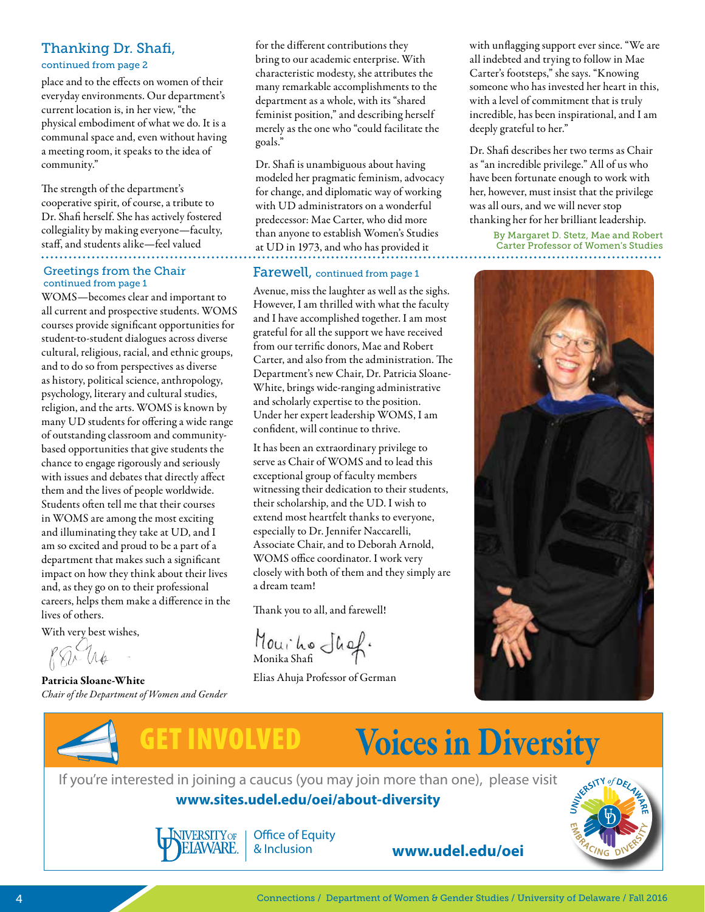## Thanking Dr. Shafi,

continued from page 2

place and to the effects on women of their everyday environments. Our department's current location is, in her view, "the physical embodiment of what we do. It is a communal space and, even without having a meeting room, it speaks to the idea of community."

The strength of the department's cooperative spirit, of course, a tribute to Dr. Shafi herself. She has actively fostered collegiality by making everyone—faculty, staff, and students alike—feel valued for the different contributions they bring to our academic enterprise. With characteristic modesty, she attributes the many remarkable accomplishments to the department as a whole, with its "shared feminist position," and describing herself merely as the one who "could facilitate the goals."

Dr. Shafi is unambiguous about having modeled her pragmatic feminism, advocacy for change, and diplomatic way of working with UD administrators on a wonderful predecessor: Mae Carter, who did more than anyone to establish Women's Studies at UD in 1973, and who has provided it with unflagging support ever since. "We are all indebted and trying to follow in Mae Carter's footsteps," she says. "Knowing someone who has invested her heart in this, with a level of commitment that is truly incredible, has been inspirational, and I am deeply grateful to her."

Dr. Shafi describes her two terms as Chair as "an incredible privilege." All of us who have been fortunate enough to work with her, however, must insist that the privilege was all ours, and we will never stop thanking her for her brilliant leadership.

By Margaret D. Stetz, Mae and Robert Carter Professor of Women's Studies

## Greetings from the Chair

continued from page 1

WOMS—becomes clear and important to all current and prospective students. WOMS courses provide significant opportunities for student-to-student dialogues across diverse cultural, religious, racial, and ethnic groups, and to do so from perspectives as diverse as history, political science, anthropology, psychology, literary and cultural studies, religion, and the arts. WOMS is known by many UD students for offering a wide range of outstanding classroom and community-based opportunities that give students the chance to engage rigorously and seriously with issues and debates that directly affect them and the lives of people worldwide. Students often tell me that their courses in WOMS are among the most exciting and illuminating they take at UD, and I am so excited and proud to be a part of a department that makes such a significant impact on how they think about their lives and, as they go on to their professional careers, helps them make a difference in the lives of others.

With very best wishes,

**Patricia Sloane-White**
*Chair of the Department of Women and Gender*

## Farewell, continued from page 1

Avenue, miss the laughter as well as the sighs. However, I am thrilled with what the faculty and I have accomplished together. I am most grateful for all the support we have received from our terrific donors, Mae and Robert Carter, and also from the administration. The Department's new Chair, Dr. Patricia Sloane-White, brings wide-ranging administrative and scholarly expertise to the position. Under her expert leadership WOMS, I am confident, will continue to thrive.

It has been an extraordinary privilege to serve as Chair of WOMS and to lead this exceptional group of faculty members witnessing their dedication to their students, their scholarship, and the UD. I wish to extend most heartfelt thanks to everyone, especially to Dr. Jennifer Naccarelli, Associate Chair, and to Deborah Arnold, WOMS office coordinator. I work very closely with both of them and they simply are a dream team!

Thank you to all, and farewell!

Monika Shafi

Elias Ahuja Professor of German

## GET INVOLVED Voices in Diversity

If you're interested in joining a caucus (you may join more than one), please visit **www.sites.udel.edu/oei/about-diversity**

University of Delaware | Office of Equity & Inclusion

**www.udel.edu/oei**

University of Delaware Embracing Diversity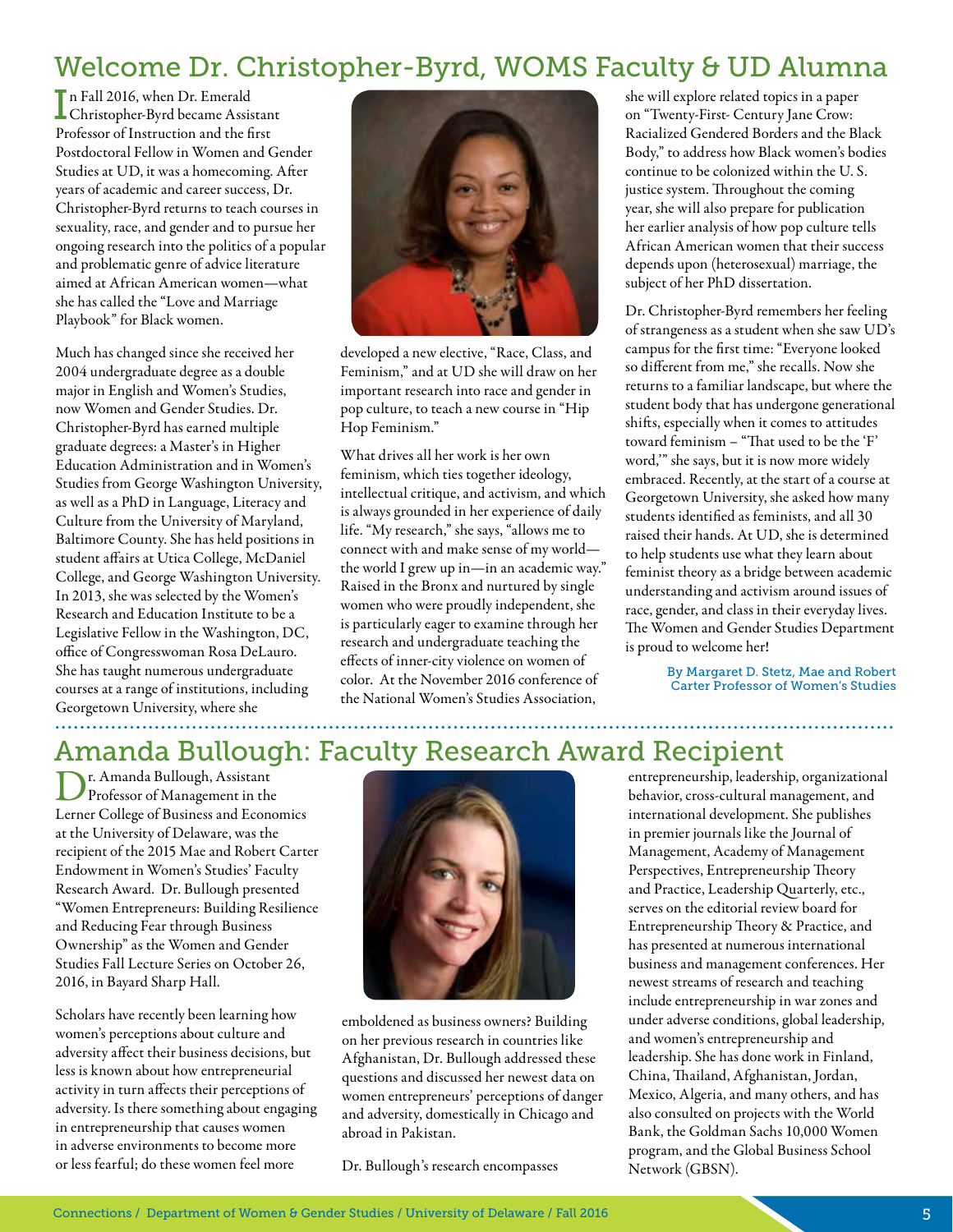## Welcome Dr. Christopher-Byrd, WOMS Faculty & UD Alumna

In Fall 2016, when Dr. Emerald Christopher-Byrd became Assistant Professor of Instruction and the first Postdoctoral Fellow in Women and Gender Studies at UD, it was a homecoming. After years of academic and career success, Dr. Christopher-Byrd returns to teach courses in sexuality, race, and gender and to pursue her ongoing research into the politics of a popular and problematic genre of advice literature aimed at African American women—what she has called the "Love and Marriage Playbook" for Black women.

Much has changed since she received her 2004 undergraduate degree as a double major in English and Women's Studies, now Women and Gender Studies. Dr. Christopher-Byrd has earned multiple graduate degrees: a Master's in Higher Education Administration and in Women's Studies from George Washington University, as well as a PhD in Language, Literacy and Culture from the University of Maryland, Baltimore County. She has held positions in student affairs at Utica College, McDaniel College, and George Washington University. In 2013, she was selected by the Women's Research and Education Institute to be a Legislative Fellow in the Washington, DC, office of Congresswoman Rosa DeLauro. She has taught numerous undergraduate courses at a range of institutions, including Georgetown University, where she developed a new elective, "Race, Class, and Feminism," and at UD she will draw on her important research into race and gender in pop culture, to teach a new course in "Hip Hop Feminism."

What drives all her work is her own feminism, which ties together ideology, intellectual critique, and activism, and which is always grounded in her experience of daily life. "My research," she says, "allows me to connect with and make sense of my world—the world I grew up in—in an academic way." Raised in the Bronx and nurtured by single women who were proudly independent, she is particularly eager to examine through her research and undergraduate teaching the effects of inner-city violence on women of color. At the November 2016 conference of the National Women's Studies Association, she will explore related topics in a paper on "Twenty-First- Century Jane Crow: Racialized Gendered Borders and the Black Body," to address how Black women's bodies continue to be colonized within the U. S. justice system. Throughout the coming year, she will also prepare for publication her earlier analysis of how pop culture tells African American women that their success depends upon (heterosexual) marriage, the subject of her PhD dissertation.

Dr. Christopher-Byrd remembers her feeling of strangeness as a student when she saw UD's campus for the first time: "Everyone looked so different from me," she recalls. Now she returns to a familiar landscape, but where the student body that has undergone generational shifts, especially when it comes to attitudes toward feminism – "That used to be the 'F' word,'" she says, but it is now more widely embraced. Recently, at the start of a course at Georgetown University, she asked how many students identified as feminists, and all 30 raised their hands. At UD, she is determined to help students use what they learn about feminist theory as a bridge between academic understanding and activism around issues of race, gender, and class in their everyday lives. The Women and Gender Studies Department is proud to welcome her!

By Margaret D. Stetz, Mae and Robert Carter Professor of Women's Studies

## Amanda Bullough: Faculty Research Award Recipient

Dr. Amanda Bullough, Assistant Professor of Management in the Lerner College of Business and Economics at the University of Delaware, was the recipient of the 2015 Mae and Robert Carter Endowment in Women's Studies' Faculty Research Award. Dr. Bullough presented "Women Entrepreneurs: Building Resilience and Reducing Fear through Business Ownership" as the Women and Gender Studies Fall Lecture Series on October 26, 2016, in Bayard Sharp Hall.

Scholars have recently been learning how women's perceptions about culture and adversity affect their business decisions, but less is known about how entrepreneurial activity in turn affects their perceptions of adversity. Is there something about engaging in entrepreneurship that causes women in adverse environments to become more or less fearful; do these women feel more emboldened as business owners? Building on her previous research in countries like Afghanistan, Dr. Bullough addressed these questions and discussed her newest data on women entrepreneurs' perceptions of danger and adversity, domestically in Chicago and abroad in Pakistan.

Dr. Bullough's research encompasses entrepreneurship, leadership, organizational behavior, cross-cultural management, and international development. She publishes in premier journals like the Journal of Management, Academy of Management Perspectives, Entrepreneurship Theory and Practice, Leadership Quarterly, etc., serves on the editorial review board for Entrepreneurship Theory & Practice, and has presented at numerous international business and management conferences. Her newest streams of research and teaching include entrepreneurship in war zones and under adverse conditions, global leadership, and women's entrepreneurship and leadership. She has done work in Finland, China, Thailand, Afghanistan, Jordan, Mexico, Algeria, and many others, and has also consulted on projects with the World Bank, the Goldman Sachs 10,000 Women program, and the Global Business School Network (GBSN).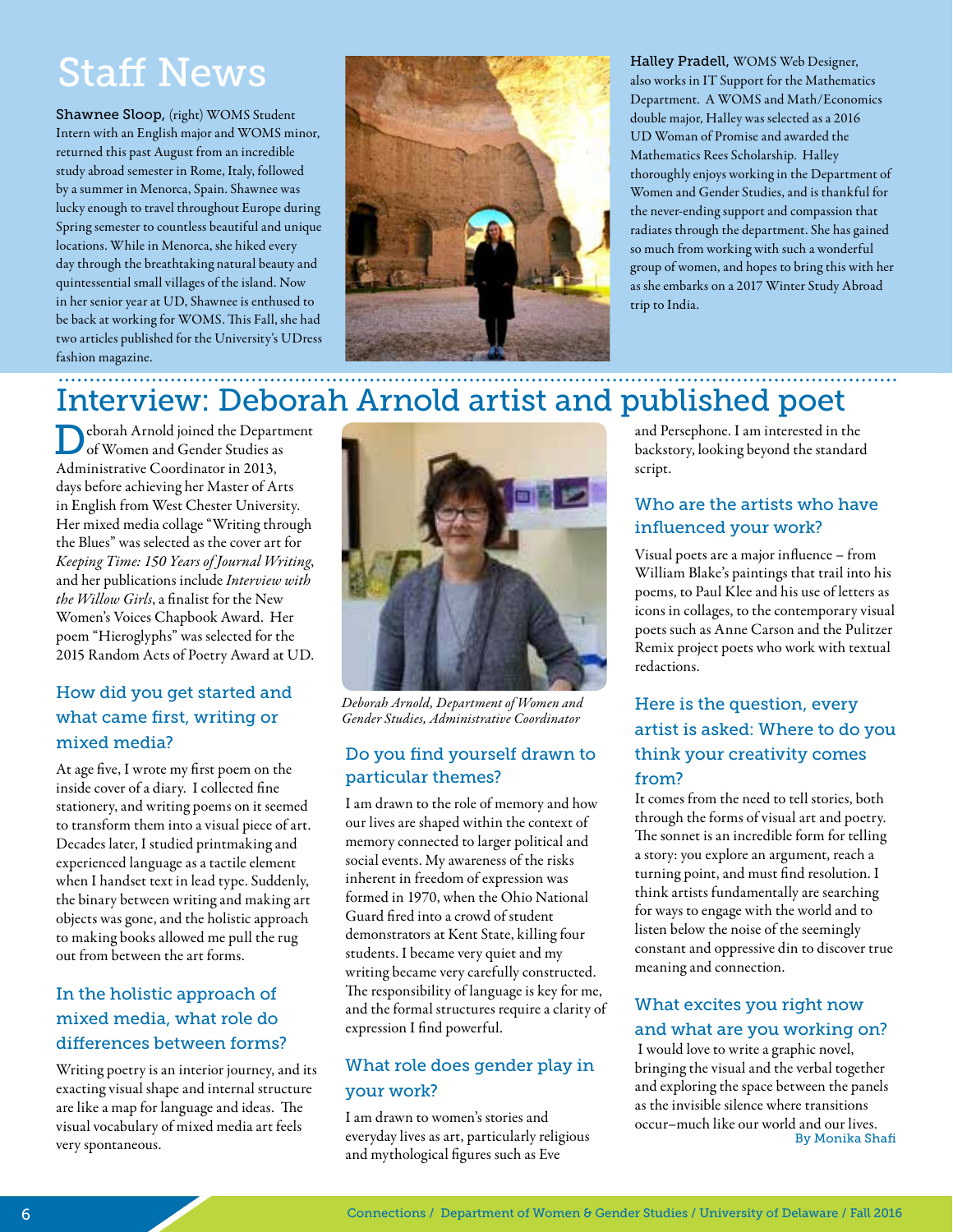# Staff News

**Shawnee Sloop,** (right) WOMS Student Intern with an English major and WOMS minor, returned this past August from an incredible study abroad semester in Rome, Italy, followed by a summer in Menorca, Spain. Shawnee was lucky enough to travel throughout Europe during Spring semester to countless beautiful and unique locations. While in Menorca, she hiked every day through the breathtaking natural beauty and quintessential small villages of the island. Now in her senior year at UD, Shawnee is enthused to be back at working for WOMS. This Fall, she had two articles published for the University's UDress fashion magazine.

**Halley Pradell,** WOMS Web Designer, also works in IT Support for the Mathematics Department. A WOMS and Math/Economics double major, Halley was selected as a 2016 UD Woman of Promise and awarded the Mathematics Rees Scholarship. Halley thoroughly enjoys working in the Department of Women and Gender Studies, and is thankful for the never-ending support and compassion that radiates through the department. She has gained so much from working with such a wonderful group of women, and hopes to bring this with her as she embarks on a 2017 Winter Study Abroad trip to India.

# Interview: Deborah Arnold artist and published poet

Deborah Arnold joined the Department of Women and Gender Studies as Administrative Coordinator in 2013, days before achieving her Master of Arts in English from West Chester University. Her mixed media collage "Writing through the Blues" was selected as the cover art for *Keeping Time: 150 Years of Journal Writing*, and her publications include *Interview with the Willow Girls*, a finalist for the New Women's Voices Chapbook Award. Her poem "Hieroglyphs" was selected for the 2015 Random Acts of Poetry Award at UD.

*Deborah Arnold, Department of Women and Gender Studies, Administrative Coordinator*

## How did you get started and what came first, writing or mixed media?

At age five, I wrote my first poem on the inside cover of a diary. I collected fine stationery, and writing poems on it seemed to transform them into a visual piece of art. Decades later, I studied printmaking and experienced language as a tactile element when I handset text in lead type. Suddenly, the binary between writing and making art objects was gone, and the holistic approach to making books allowed me pull the rug out from between the art forms.

## In the holistic approach of mixed media, what role do differences between forms?

Writing poetry is an interior journey, and its exacting visual shape and internal structure are like a map for language and ideas. The visual vocabulary of mixed media art feels very spontaneous.

## Do you find yourself drawn to particular themes?

I am drawn to the role of memory and how our lives are shaped within the context of memory connected to larger political and social events. My awareness of the risks inherent in freedom of expression was formed in 1970, when the Ohio National Guard fired into a crowd of student demonstrators at Kent State, killing four students. I became very quiet and my writing became very carefully constructed. The responsibility of language is key for me, and the formal structures require a clarity of expression I find powerful.

## What role does gender play in your work?

I am drawn to women's stories and everyday lives as art, particularly religious and mythological figures such as Eve and Persephone. I am interested in the backstory, looking beyond the standard script.

## Who are the artists who have influenced your work?

Visual poets are a major influence – from William Blake's paintings that trail into his poems, to Paul Klee and his use of letters as icons in collages, to the contemporary visual poets such as Anne Carson and the Pulitzer Remix project poets who work with textual redactions.

## Here is the question, every artist is asked: Where to do you think your creativity comes from?

It comes from the need to tell stories, both through the forms of visual art and poetry. The sonnet is an incredible form for telling a story: you explore an argument, reach a turning point, and must find resolution. I think artists fundamentally are searching for ways to engage with the world and to listen below the noise of the seemingly constant and oppressive din to discover true meaning and connection.

## What excites you right now and what are you working on?

I would love to write a graphic novel, bringing the visual and the verbal together and exploring the space between the panels as the invisible silence where transitions occur–much like our world and our lives.

By Monika Shafi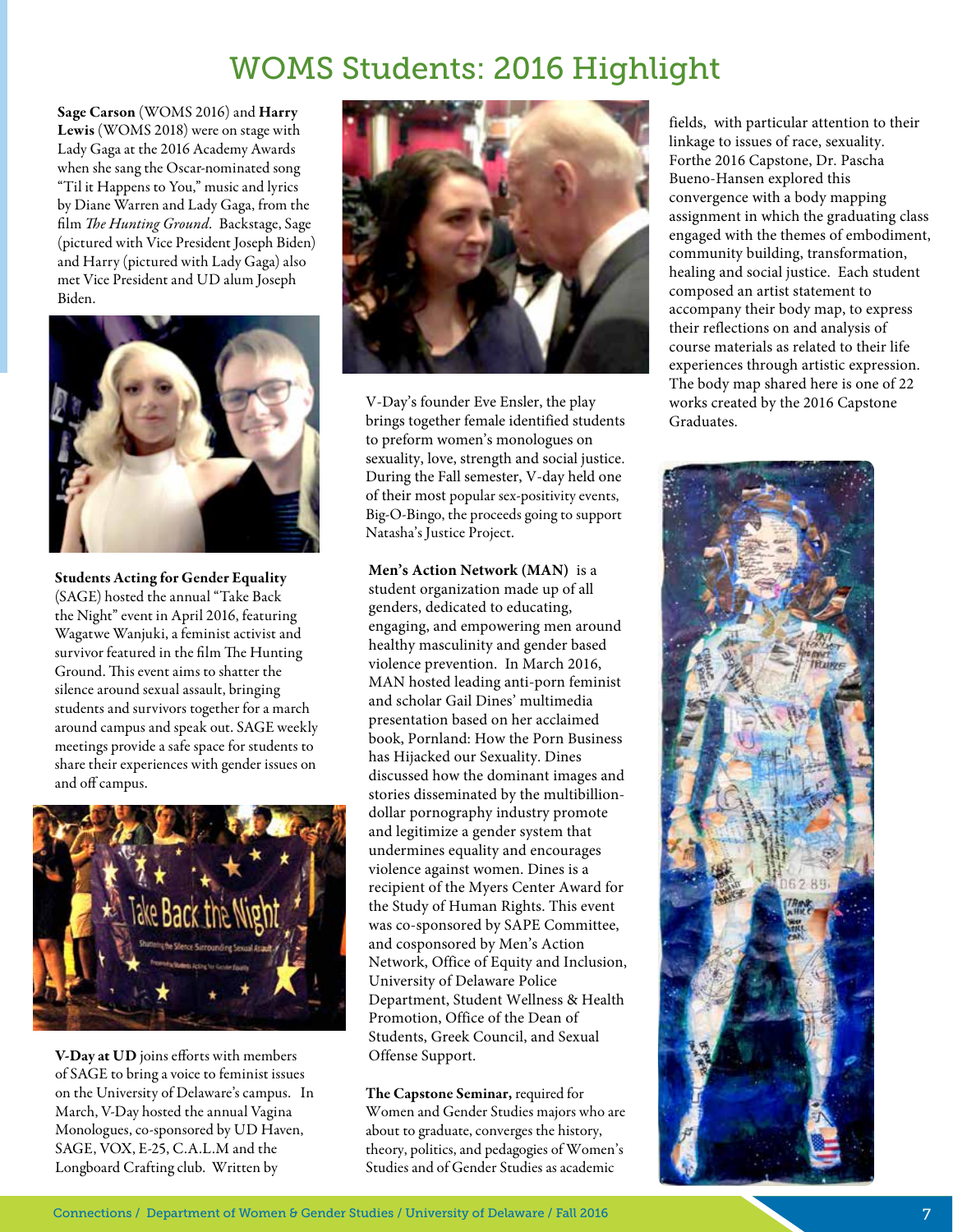# WOMS Students: 2016 Highlight

**Sage Carson** (WOMS 2016) and **Harry Lewis** (WOMS 2018) were on stage with Lady Gaga at the 2016 Academy Awards when she sang the Oscar-nominated song "Til it Happens to You," music and lyrics by Diane Warren and Lady Gaga, from the film *The Hunting Ground*. Backstage, Sage (pictured with Vice President Joseph Biden) and Harry (pictured with Lady Gaga) also met Vice President and UD alum Joseph Biden.

**Students Acting for Gender Equality** (SAGE) hosted the annual "Take Back the Night" event in April 2016, featuring Wagatwe Wanjuki, a feminist activist and survivor featured in the film The Hunting Ground. This event aims to shatter the silence around sexual assault, bringing students and survivors together for a march around campus and speak out. SAGE weekly meetings provide a safe space for students to share their experiences with gender issues on and off campus.

**V-Day at UD** joins efforts with members of SAGE to bring a voice to feminist issues on the University of Delaware's campus. In March, V-Day hosted the annual Vagina Monologues, co-sponsored by UD Haven, SAGE, VOX, E-25, C.A.L.M and the Longboard Crafting club. Written by V-Day's founder Eve Ensler, the play brings together female identified students to preform women's monologues on sexuality, love, strength and social justice. During the Fall semester, V-day held one of their most popular sex-positivity events, Big-O-Bingo, the proceeds going to support Natasha's Justice Project.

**Men's Action Network (MAN)** is a student organization made up of all genders, dedicated to educating, engaging, and empowering men around healthy masculinity and gender based violence prevention. In March 2016, MAN hosted leading anti-porn feminist and scholar Gail Dines' multimedia presentation based on her acclaimed book, Pornland: How the Porn Business has Hijacked our Sexuality. Dines discussed how the dominant images and stories disseminated by the multibillion-dollar pornography industry promote and legitimize a gender system that undermines equality and encourages violence against women. Dines is a recipient of the Myers Center Award for the Study of Human Rights. This event was co-sponsored by SAPE Committee, and cosponsored by Men's Action Network, Office of Equity and Inclusion, University of Delaware Police Department, Student Wellness & Health Promotion, Office of the Dean of Students, Greek Council, and Sexual Offense Support.

**The Capstone Seminar,** required for Women and Gender Studies majors who are about to graduate, converges the history, theory, politics, and pedagogies of Women's Studies and of Gender Studies as academic fields, with particular attention to their linkage to issues of race, sexuality. Forthe 2016 Capstone, Dr. Pascha Bueno-Hansen explored this convergence with a body mapping assignment in which the graduating class engaged with the themes of embodiment, community building, transformation, healing and social justice. Each student composed an artist statement to accompany their body map, to express their reflections on and analysis of course materials as related to their life experiences through artistic expression. The body map shared here is one of 22 works created by the 2016 Capstone Graduates.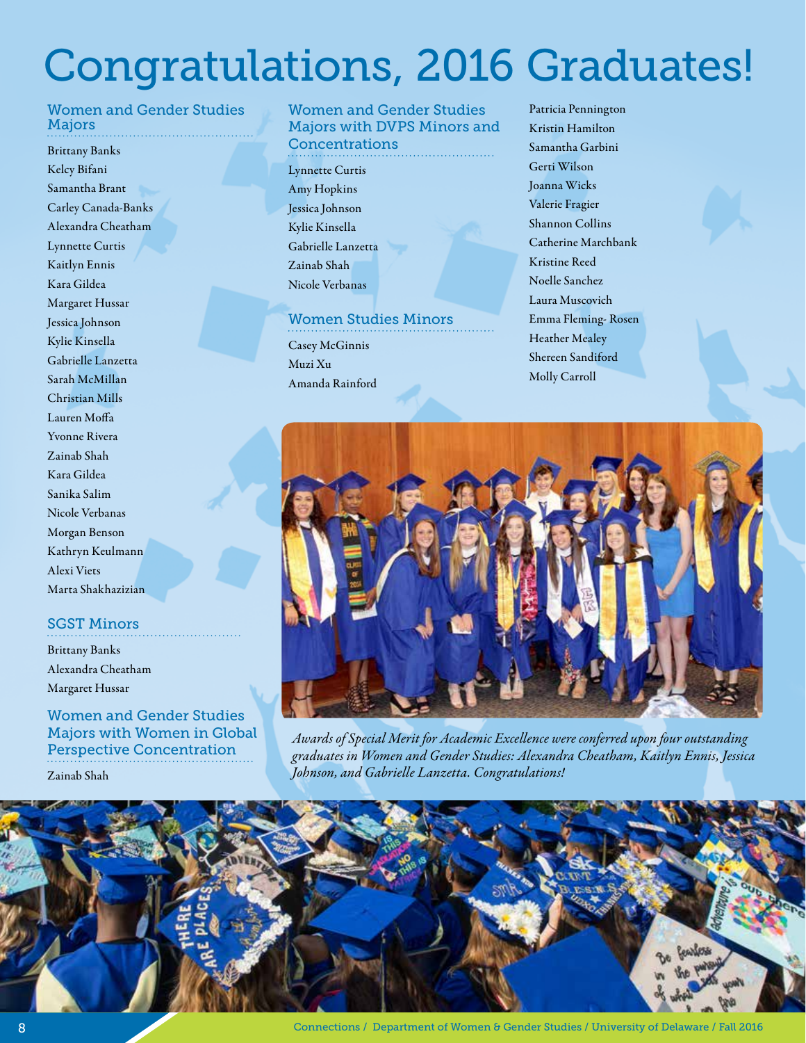# Congratulations, 2016 Graduates!

## Women and Gender Studies Majors

Brittany Banks
Kelcy Bifani
Samantha Brant
Carley Canada-Banks
Alexandra Cheatham
Lynnette Curtis
Kaitlyn Ennis
Kara Gildea
Margaret Hussar
Jessica Johnson
Kylie Kinsella
Gabrielle Lanzetta
Sarah McMillan
Christian Mills
Lauren Moffa
Yvonne Rivera
Zainab Shah
Kara Gildea
Sanika Salim
Nicole Verbanas
Morgan Benson
Kathryn Keulmann
Alexi Viets
Marta Shakhazizian

## SGST Minors

Brittany Banks
Alexandra Cheatham
Margaret Hussar

## Women and Gender Studies Majors with Women in Global Perspective Concentration

Zainab Shah

## Women and Gender Studies Majors with DVPS Minors and Concentrations

Lynnette Curtis
Amy Hopkins
Jessica Johnson
Kylie Kinsella
Gabrielle Lanzetta
Zainab Shah
Nicole Verbanas

## Women Studies Minors

Casey McGinnis
Muzi Xu
Amanda Rainford
Patricia Pennington
Kristin Hamilton
Samantha Garbini
Gerti Wilson
Joanna Wicks
Valerie Fragier
Shannon Collins
Catherine Marchbank
Kristine Reed
Noelle Sanchez
Laura Muscovich
Emma Fleming- Rosen
Heather Mealey
Shereen Sandiford
Molly Carroll

*Awards of Special Merit for Academic Excellence were conferred upon four outstanding graduates in Women and Gender Studies: Alexandra Cheatham, Kaitlyn Ennis, Jessica Johnson, and Gabrielle Lanzetta. Congratulations!*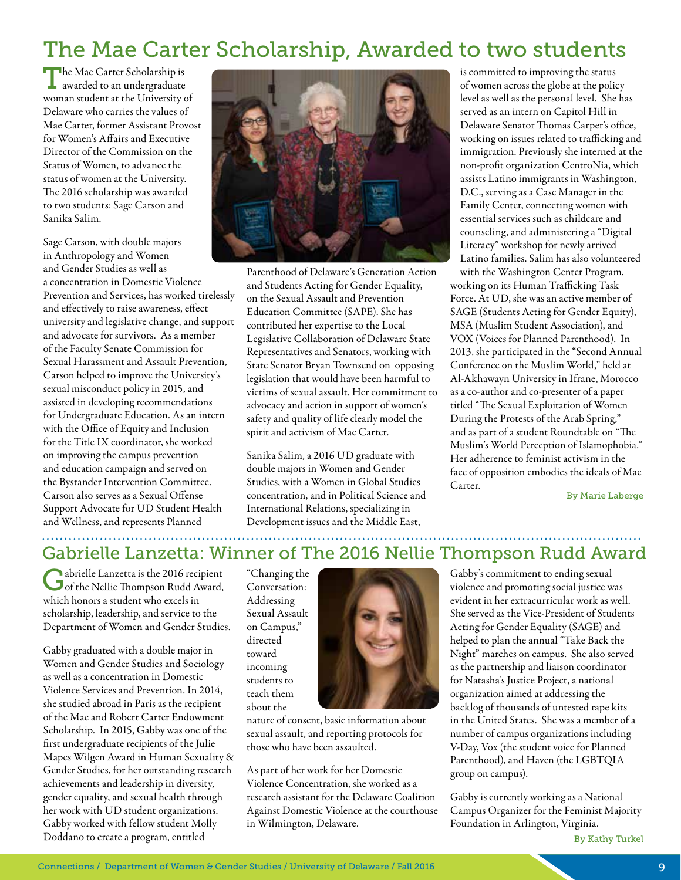# The Mae Carter Scholarship, Awarded to two students

The Mae Carter Scholarship is awarded to an undergraduate woman student at the University of Delaware who carries the values of Mae Carter, former Assistant Provost for Women's Affairs and Executive Director of the Commission on the Status of Women, to advance the status of women at the University. The 2016 scholarship was awarded to two students: Sage Carson and Sanika Salim.

Sage Carson, with double majors in Anthropology and Women and Gender Studies as well as a concentration in Domestic Violence Prevention and Services, has worked tirelessly and effectively to raise awareness, effect university and legislative change, and support and advocate for survivors. As a member of the Faculty Senate Commission for Sexual Harassment and Assault Prevention, Carson helped to improve the University's sexual misconduct policy in 2015, and assisted in developing recommendations for Undergraduate Education. As an intern with the Office of Equity and Inclusion for the Title IX coordinator, she worked on improving the campus prevention and education campaign and served on the Bystander Intervention Committee. Carson also serves as a Sexual Offense Support Advocate for UD Student Health and Wellness, and represents Planned Parenthood of Delaware's Generation Action and Students Acting for Gender Equality, on the Sexual Assault and Prevention Education Committee (SAPE). She has contributed her expertise to the Local Legislative Collaboration of Delaware State Representatives and Senators, working with State Senator Bryan Townsend on opposing legislation that would have been harmful to victims of sexual assault. Her commitment to advocacy and action in support of women's safety and quality of life clearly model the spirit and activism of Mae Carter.

Sanika Salim, a 2016 UD graduate with double majors in Women and Gender Studies, with a Women in Global Studies concentration, and in Political Science and International Relations, specializing in Development issues and the Middle East, is committed to improving the status of women across the globe at the policy level as well as the personal level. She has served as an intern on Capitol Hill in Delaware Senator Thomas Carper's office, working on issues related to trafficking and immigration. Previously she interned at the non-profit organization CentroNia, which assists Latino immigrants in Washington, D.C., serving as a Case Manager in the Family Center, connecting women with essential services such as childcare and counseling, and administering a "Digital Literacy" workshop for newly arrived Latino families. Salim has also volunteered with the Washington Center Program, working on its Human Trafficking Task Force. At UD, she was an active member of SAGE (Students Acting for Gender Equity), MSA (Muslim Student Association), and VOX (Voices for Planned Parenthood). In 2013, she participated in the "Second Annual Conference on the Muslim World," held at Al-Akhawayn University in Ifrane, Morocco as a co-author and co-presenter of a paper titled "The Sexual Exploitation of Women During the Protests of the Arab Spring," and as part of a student Roundtable on "The Muslim's World Perception of Islamophobia." Her adherence to feminist activism in the face of opposition embodies the ideals of Mae Carter.

By Marie Laberge

# Gabrielle Lanzetta: Winner of The 2016 Nellie Thompson Rudd Award

Gabrielle Lanzetta is the 2016 recipient of the Nellie Thompson Rudd Award, which honors a student who excels in scholarship, leadership, and service to the Department of Women and Gender Studies.

Gabby graduated with a double major in Women and Gender Studies and Sociology as well as a concentration in Domestic Violence Services and Prevention. In 2014, she studied abroad in Paris as the recipient of the Mae and Robert Carter Endowment Scholarship. In 2015, Gabby was one of the first undergraduate recipients of the Julie Mapes Wilgen Award in Human Sexuality & Gender Studies, for her outstanding research achievements and leadership in diversity, gender equality, and sexual health through her work with UD student organizations. Gabby worked with fellow student Molly Doddano to create a program, entitled "Changing the Conversation: Addressing Sexual Assault on Campus," directed toward incoming students to teach them about the nature of consent, basic information about sexual assault, and reporting protocols for those who have been assaulted.

As part of her work for her Domestic Violence Concentration, she worked as a research assistant for the Delaware Coalition Against Domestic Violence at the courthouse in Wilmington, Delaware.

Gabby's commitment to ending sexual violence and promoting social justice was evident in her extracurricular work as well. She served as the Vice-President of Students Acting for Gender Equality (SAGE) and helped to plan the annual "Take Back the Night" marches on campus. She also served as the partnership and liaison coordinator for Natasha's Justice Project, a national organization aimed at addressing the backlog of thousands of untested rape kits in the United States. She was a member of a number of campus organizations including V-Day, Vox (the student voice for Planned Parenthood), and Haven (the LGBTQIA group on campus).

Gabby is currently working as a National Campus Organizer for the Feminist Majority Foundation in Arlington, Virginia.

By Kathy Turkel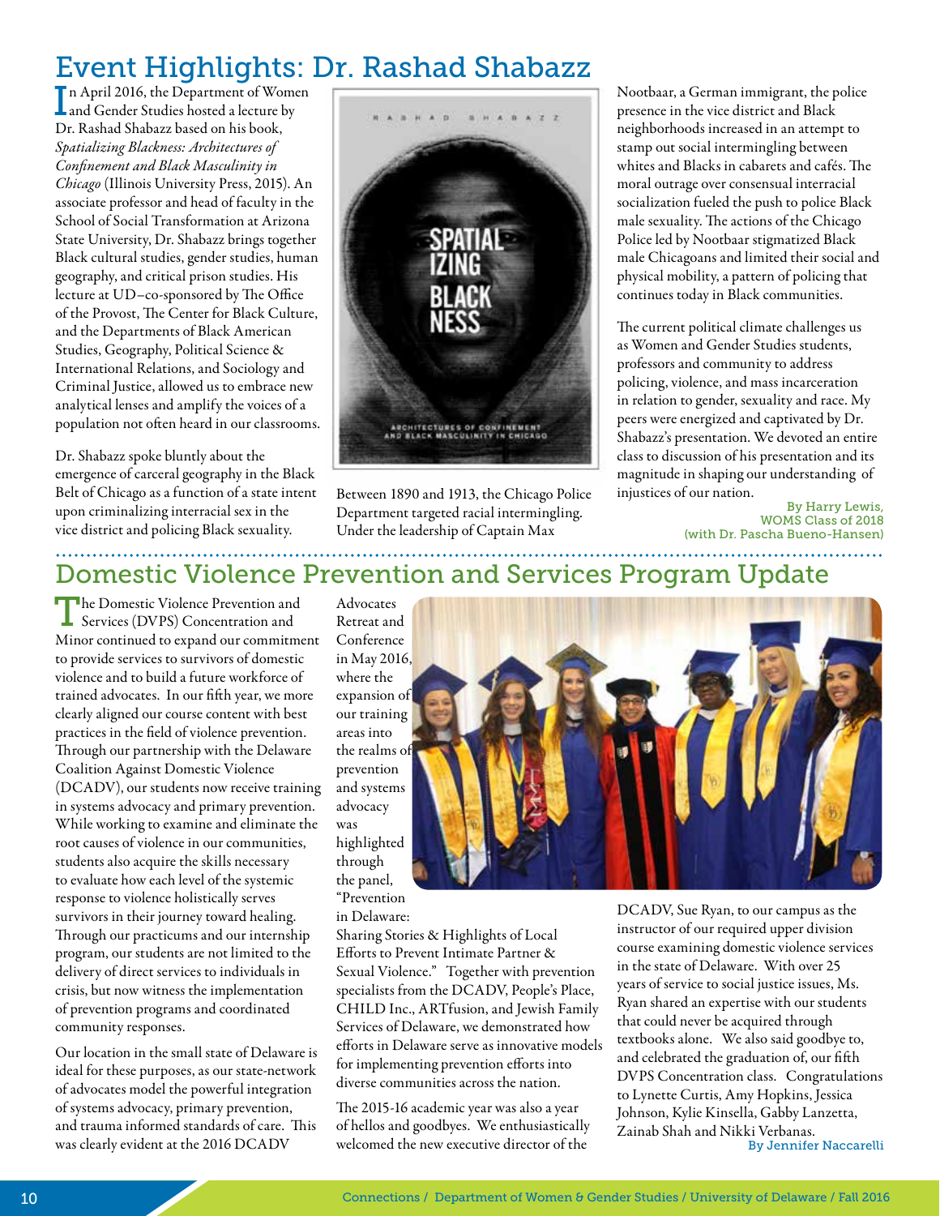# Event Highlights: Dr. Rashad Shabazz

In April 2016, the Department of Women and Gender Studies hosted a lecture by Dr. Rashad Shabazz based on his book, *Spatializing Blackness: Architectures of Confinement and Black Masculinity in Chicago* (Illinois University Press, 2015). An associate professor and head of faculty in the School of Social Transformation at Arizona State University, Dr. Shabazz brings together Black cultural studies, gender studies, human geography, and critical prison studies. His lecture at UD–co-sponsored by The Office of the Provost, The Center for Black Culture, and the Departments of Black American Studies, Geography, Political Science & International Relations, and Sociology and Criminal Justice, allowed us to embrace new analytical lenses and amplify the voices of a population not often heard in our classrooms.

Dr. Shabazz spoke bluntly about the emergence of carceral geography in the Black Belt of Chicago as a function of a state intent upon criminalizing interracial sex in the vice district and policing Black sexuality.

Between 1890 and 1913, the Chicago Police Department targeted racial intermingling. Under the leadership of Captain Max Nootbaar, a German immigrant, the police presence in the vice district and Black neighborhoods increased in an attempt to stamp out social intermingling between whites and Blacks in cabarets and cafés. The moral outrage over consensual interracial socialization fueled the push to police Black male sexuality. The actions of the Chicago Police led by Nootbaar stigmatized Black male Chicagoans and limited their social and physical mobility, a pattern of policing that continues today in Black communities.

The current political climate challenges us as Women and Gender Studies students, professors and community to address policing, violence, and mass incarceration in relation to gender, sexuality and race. My peers were energized and captivated by Dr. Shabazz's presentation. We devoted an entire class to discussion of his presentation and its magnitude in shaping our understanding of injustices of our nation.

By Harry Lewis,
WOMS Class of 2018
(with Dr. Pascha Bueno-Hansen)

# Domestic Violence Prevention and Services Program Update

The Domestic Violence Prevention and Services (DVPS) Concentration and Minor continued to expand our commitment to provide services to survivors of domestic violence and to build a future workforce of trained advocates. In our fifth year, we more clearly aligned our course content with best practices in the field of violence prevention. Through our partnership with the Delaware Coalition Against Domestic Violence (DCADV), our students now receive training in systems advocacy and primary prevention. While working to examine and eliminate the root causes of violence in our communities, students also acquire the skills necessary to evaluate how each level of the systemic response to violence holistically serves survivors in their journey toward healing. Through our practicums and our internship program, our students are not limited to the delivery of direct services to individuals in crisis, but now witness the implementation of prevention programs and coordinated community responses.

Our location in the small state of Delaware is ideal for these purposes, as our state-network of advocates model the powerful integration of systems advocacy, primary prevention, and trauma informed standards of care. This was clearly evident at the 2016 DCADV Advocates Retreat and Conference in May 2016, where the expansion of our training areas into the realms of prevention and systems advocacy was highlighted through the panel, "Prevention in Delaware: Sharing Stories & Highlights of Local Efforts to Prevent Intimate Partner & Sexual Violence." Together with prevention specialists from the DCADV, People's Place, CHILD Inc., ARTfusion, and Jewish Family Services of Delaware, we demonstrated how efforts in Delaware serve as innovative models for implementing prevention efforts into diverse communities across the nation.

The 2015-16 academic year was also a year of hellos and goodbyes. We enthusiastically welcomed the new executive director of the DCADV, Sue Ryan, to our campus as the instructor of our required upper division course examining domestic violence services in the state of Delaware. With over 25 years of service to social justice issues, Ms. Ryan shared an expertise with our students that could never be acquired through textbooks alone. We also said goodbye to, and celebrated the graduation of, our fifth DVPS Concentration class. Congratulations to Lynette Curtis, Amy Hopkins, Jessica Johnson, Kylie Kinsella, Gabby Lanzetta, Zainab Shah and Nikki Verbanas.

By Jennifer Naccarelli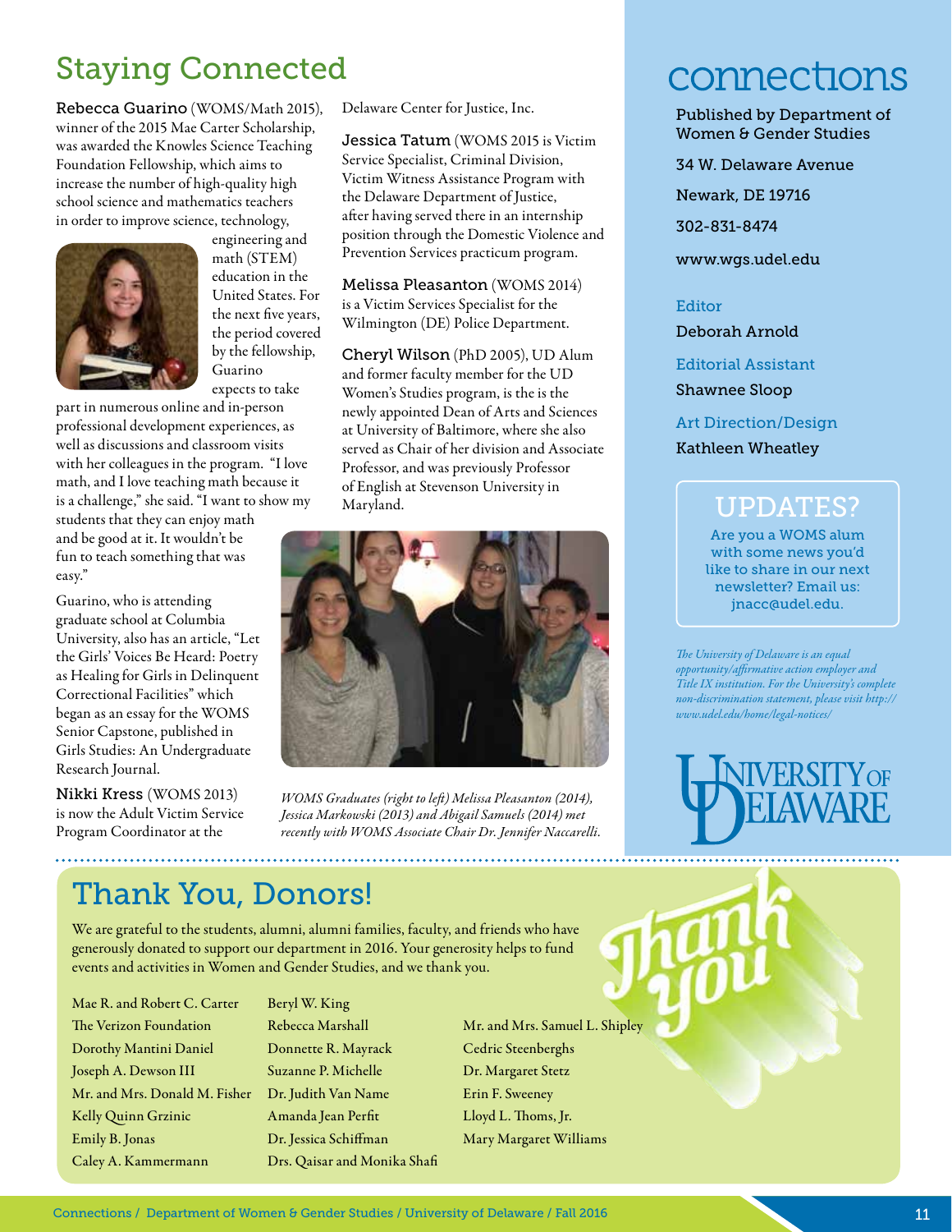## Staying Connected

**Rebecca Guarino** (WOMS/Math 2015), winner of the 2015 Mae Carter Scholarship, was awarded the Knowles Science Teaching Foundation Fellowship, which aims to increase the number of high-quality high school science and mathematics teachers in order to improve science, technology, engineering and math (STEM) education in the United States. For the next five years, the period covered by the fellowship, Guarino expects to take part in numerous online and in-person professional development experiences, as well as discussions and classroom visits with her colleagues in the program. "I love math, and I love teaching math because it is a challenge," she said. "I want to show my students that they can enjoy math and be good at it. It wouldn't be fun to teach something that was easy."

Guarino, who is attending graduate school at Columbia University, also has an article, "Let the Girls' Voices Be Heard: Poetry as Healing for Girls in Delinquent Correctional Facilities" which began as an essay for the WOMS Senior Capstone, published in Girls Studies: An Undergraduate Research Journal.

**Nikki Kress** (WOMS 2013) is now the Adult Victim Service Program Coordinator at the Delaware Center for Justice, Inc.

**Jessica Tatum** (WOMS 2015 is Victim Service Specialist, Criminal Division, Victim Witness Assistance Program with the Delaware Department of Justice, after having served there in an internship position through the Domestic Violence and Prevention Services practicum program.

**Melissa Pleasanton** (WOMS 2014) is a Victim Services Specialist for the Wilmington (DE) Police Department.

**Cheryl Wilson** (PhD 2005), UD Alum and former faculty member for the UD Women's Studies program, is the is the newly appointed Dean of Arts and Sciences at University of Baltimore, where she also served as Chair of her division and Associate Professor, and was previously Professor of English at Stevenson University in Maryland.

*WOMS Graduates (right to left) Melissa Pleasanton (2014), Jessica Markowski (2013) and Abigail Samuels (2014) met recently with WOMS Associate Chair Dr. Jennifer Naccarelli.*

# connections

Published by Department of Women & Gender Studies

34 W. Delaware Avenue

Newark, DE 19716

302-831-8474

www.wgs.udel.edu

Editor
Deborah Arnold

Editorial Assistant
Shawnee Sloop

Art Direction/Design
Kathleen Wheatley

### UPDATES?

Are you a WOMS alum with some news you'd like to share in our next newsletter? Email us: jnacc@udel.edu.

*The University of Delaware is an equal opportunity/affirmative action employer and Title IX institution. For the University's complete non-discrimination statement, please visit http://www.udel.edu/home/legal-notices/*

UNIVERSITY OF DELAWARE

## Thank You, Donors!

We are grateful to the students, alumni, alumni families, faculty, and friends who have generously donated to support our department in 2016. Your generosity helps to fund events and activities in Women and Gender Studies, and we thank you.

Mae R. and Robert C. Carter
The Verizon Foundation
Dorothy Mantini Daniel
Joseph A. Dewson III
Mr. and Mrs. Donald M. Fisher
Kelly Quinn Grzinic
Emily B. Jonas
Caley A. Kammermann
Beryl W. King
Rebecca Marshall
Donnette R. Mayrack
Suzanne P. Michelle
Dr. Judith Van Name
Amanda Jean Perfit
Dr. Jessica Schiffman
Drs. Qaisar and Monika Shafi
Mr. and Mrs. Samuel L. Shipley
Cedric Steenberghs
Dr. Margaret Stetz
Erin F. Sweeney
Lloyd L. Thoms, Jr.
Mary Margaret Williams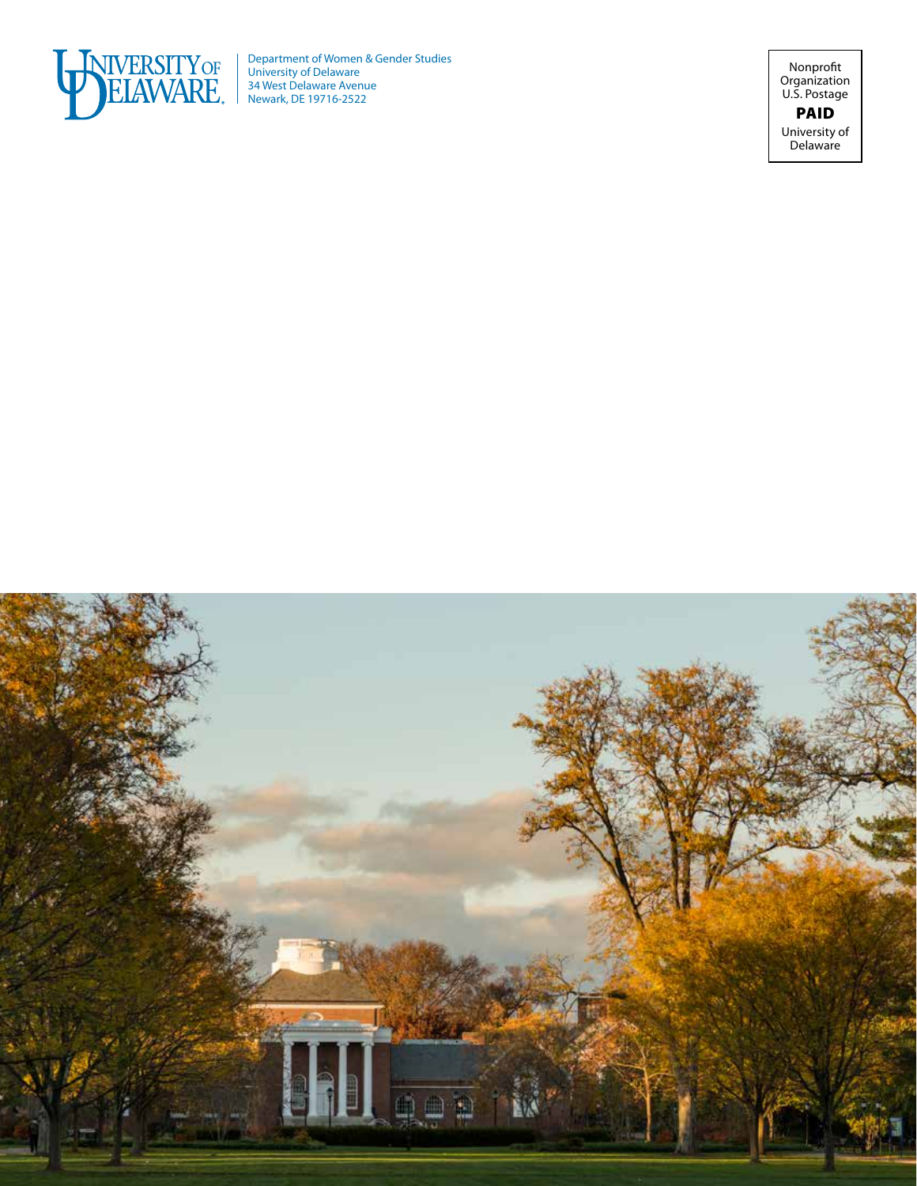University of Delaware

Department of Women & Gender Studies
University of Delaware
34 West Delaware Avenue
Newark, DE 19716-2522

Nonprofit
Organization
U.S. Postage
**PAID**
University of
Delaware